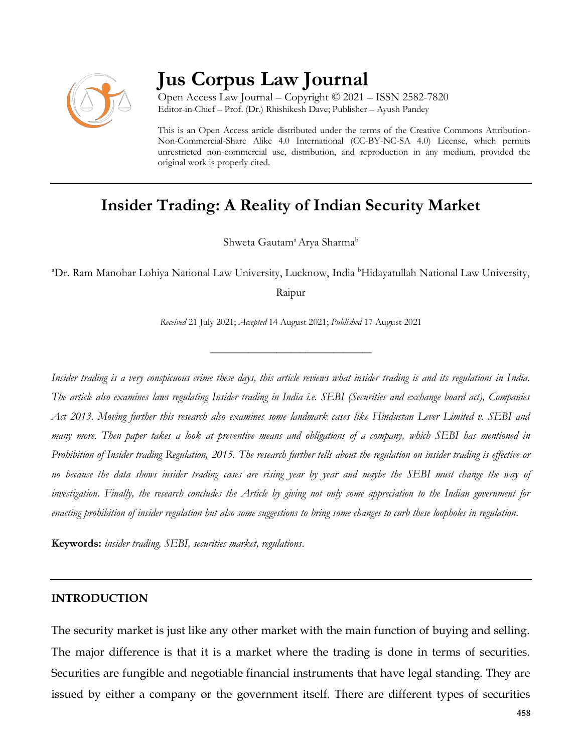# Jus Corpus Law Journal

Open Access Law Journal – Copyright © 2021 – ISSN 2582-7820
Editor-in-Chief – Prof. (Dr.) Rhishikesh Dave; Publisher – Ayush Pandey

This is an Open Access article distributed under the terms of the Creative Commons Attribution-Non-Commercial-Share Alike 4.0 International (CC-BY-NC-SA 4.0) License, which permits unrestricted non-commercial use, distribution, and reproduction in any medium, provided the original work is properly cited.

## Insider Trading: A Reality of Indian Security Market

Shweta Gautam[a] Arya Sharma[b]

[a]Dr. Ram Manohar Lohiya National Law University, Lucknow, India [b]Hidayatullah National Law University, Raipur

*Received* 21 July 2021; *Accepted* 14 August 2021; *Published* 17 August 2021

*Insider trading is a very conspicuous crime these days, this article reviews what insider trading is and its regulations in India. The article also examines laws regulating Insider trading in India i.e. SEBI (Securities and exchange board act), Companies Act 2013. Moving further this research also examines some landmark cases like Hindustan Lever Limited v. SEBI and many more. Then paper takes a look at preventive means and obligations of a company, which SEBI has mentioned in Prohibition of Insider trading Regulation, 2015. The research further tells about the regulation on insider trading is effective or no because the data shows insider trading cases are rising year by year and maybe the SEBI must change the way of investigation. Finally, the research concludes the Article by giving not only some appreciation to the Indian government for enacting prohibition of insider regulation but also some suggestions to bring some changes to curb these loopholes in regulation.*

**Keywords:** *insider trading, SEBI, securities market, regulations*.

### INTRODUCTION

The security market is just like any other market with the main function of buying and selling. The major difference is that it is a market where the trading is done in terms of securities. Securities are fungible and negotiable financial instruments that have legal standing. They are issued by either a company or the government itself. There are different types of securities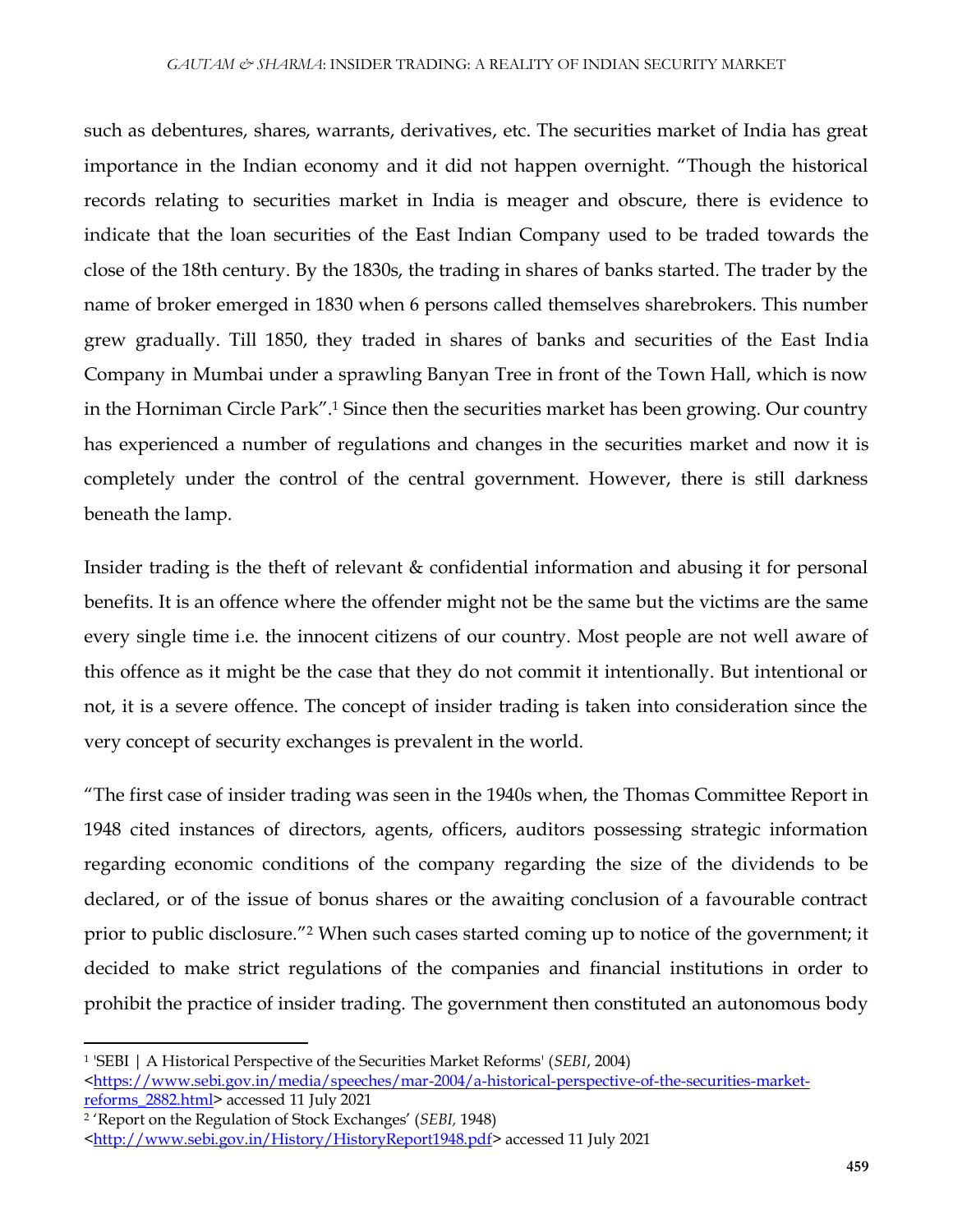such as debentures, shares, warrants, derivatives, etc. The securities market of India has great importance in the Indian economy and it did not happen overnight. "Though the historical records relating to securities market in India is meager and obscure, there is evidence to indicate that the loan securities of the East Indian Company used to be traded towards the close of the 18th century. By the 1830s, the trading in shares of banks started. The trader by the name of broker emerged in 1830 when 6 persons called themselves sharebrokers. This number grew gradually. Till 1850, they traded in shares of banks and securities of the East India Company in Mumbai under a sprawling Banyan Tree in front of the Town Hall, which is now in the Horniman Circle Park".[1] Since then the securities market has been growing. Our country has experienced a number of regulations and changes in the securities market and now it is completely under the control of the central government. However, there is still darkness beneath the lamp.

Insider trading is the theft of relevant & confidential information and abusing it for personal benefits. It is an offence where the offender might not be the same but the victims are the same every single time i.e. the innocent citizens of our country. Most people are not well aware of this offence as it might be the case that they do not commit it intentionally. But intentional or not, it is a severe offence. The concept of insider trading is taken into consideration since the very concept of security exchanges is prevalent in the world.

"The first case of insider trading was seen in the 1940s when, the Thomas Committee Report in 1948 cited instances of directors, agents, officers, auditors possessing strategic information regarding economic conditions of the company regarding the size of the dividends to be declared, or of the issue of bonus shares or the awaiting conclusion of a favourable contract prior to public disclosure."[2] When such cases started coming up to notice of the government; it decided to make strict regulations of the companies and financial institutions in order to prohibit the practice of insider trading. The government then constituted an autonomous body

---

[1] 'SEBI | A Historical Perspective of the Securities Market Reforms' (*SEBI*, 2004) <https://www.sebi.gov.in/media/speeches/mar-2004/a-historical-perspective-of-the-securities-market-reforms_2882.html> accessed 11 July 2021

[2] 'Report on the Regulation of Stock Exchanges' (*SEBI*, 1948) <http://www.sebi.gov.in/History/HistoryReport1948.pdf> accessed 11 July 2021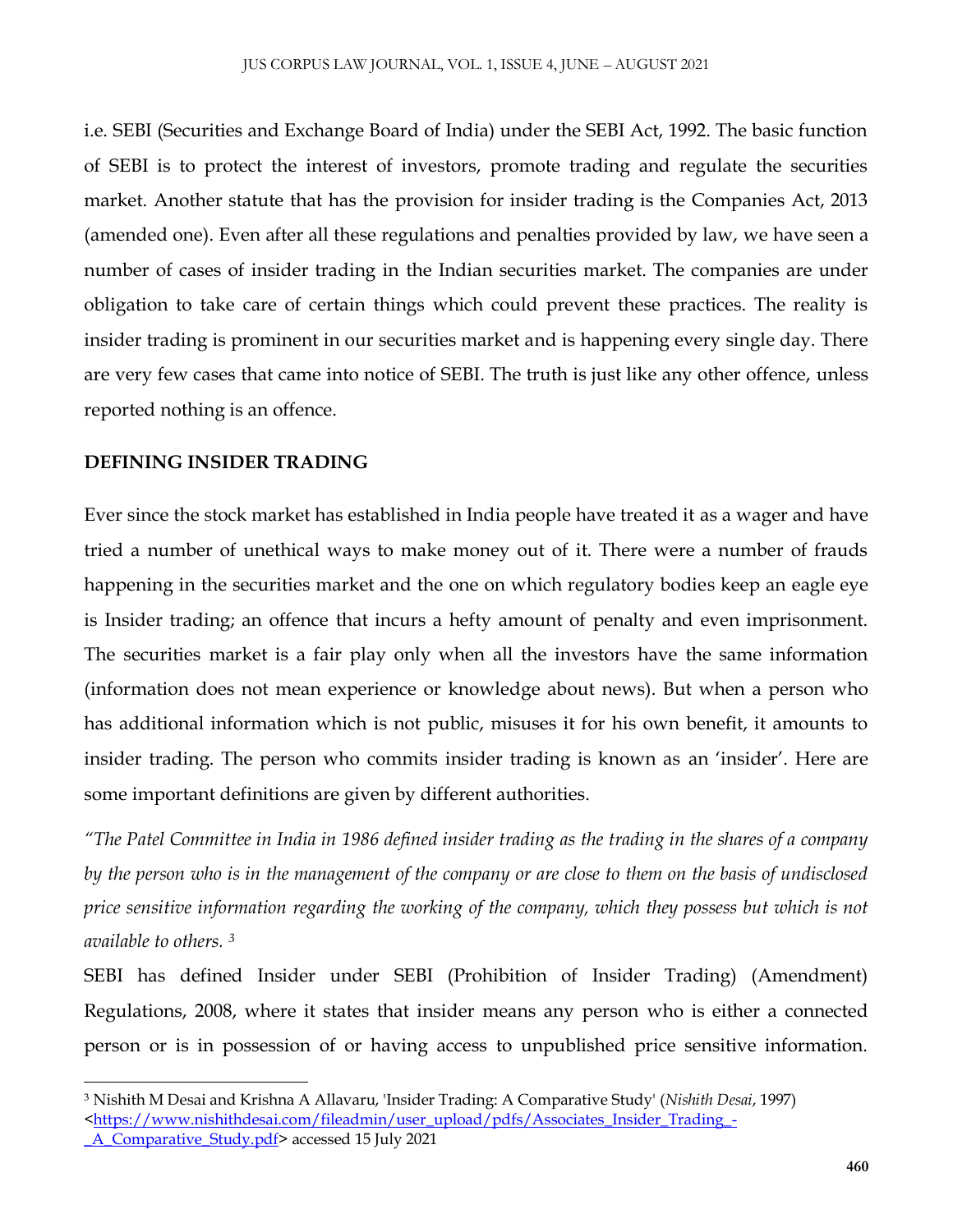i.e. SEBI (Securities and Exchange Board of India) under the SEBI Act, 1992. The basic function of SEBI is to protect the interest of investors, promote trading and regulate the securities market. Another statute that has the provision for insider trading is the Companies Act, 2013 (amended one). Even after all these regulations and penalties provided by law, we have seen a number of cases of insider trading in the Indian securities market. The companies are under obligation to take care of certain things which could prevent these practices. The reality is insider trading is prominent in our securities market and is happening every single day. There are very few cases that came into notice of SEBI. The truth is just like any other offence, unless reported nothing is an offence.

## DEFINING INSIDER TRADING

Ever since the stock market has established in India people have treated it as a wager and have tried a number of unethical ways to make money out of it. There were a number of frauds happening in the securities market and the one on which regulatory bodies keep an eagle eye is Insider trading; an offence that incurs a hefty amount of penalty and even imprisonment. The securities market is a fair play only when all the investors have the same information (information does not mean experience or knowledge about news). But when a person who has additional information which is not public, misuses it for his own benefit, it amounts to insider trading. The person who commits insider trading is known as an 'insider'. Here are some important definitions are given by different authorities.

*"The Patel Committee in India in 1986 defined insider trading as the trading in the shares of a company by the person who is in the management of the company or are close to them on the basis of undisclosed price sensitive information regarding the working of the company, which they possess but which is not available to others.* [3]

SEBI has defined Insider under SEBI (Prohibition of Insider Trading) (Amendment) Regulations, 2008, where it states that insider means any person who is either a connected person or is in possession of or having access to unpublished price sensitive information.

---

[3] Nishith M Desai and Krishna A Allavaru, 'Insider Trading: A Comparative Study' (*Nishith Desai*, 1997) <https://www.nishithdesai.com/fileadmin/user_upload/pdfs/Associates_Insider_Trading_-_A_Comparative_Study.pdf> accessed 15 July 2021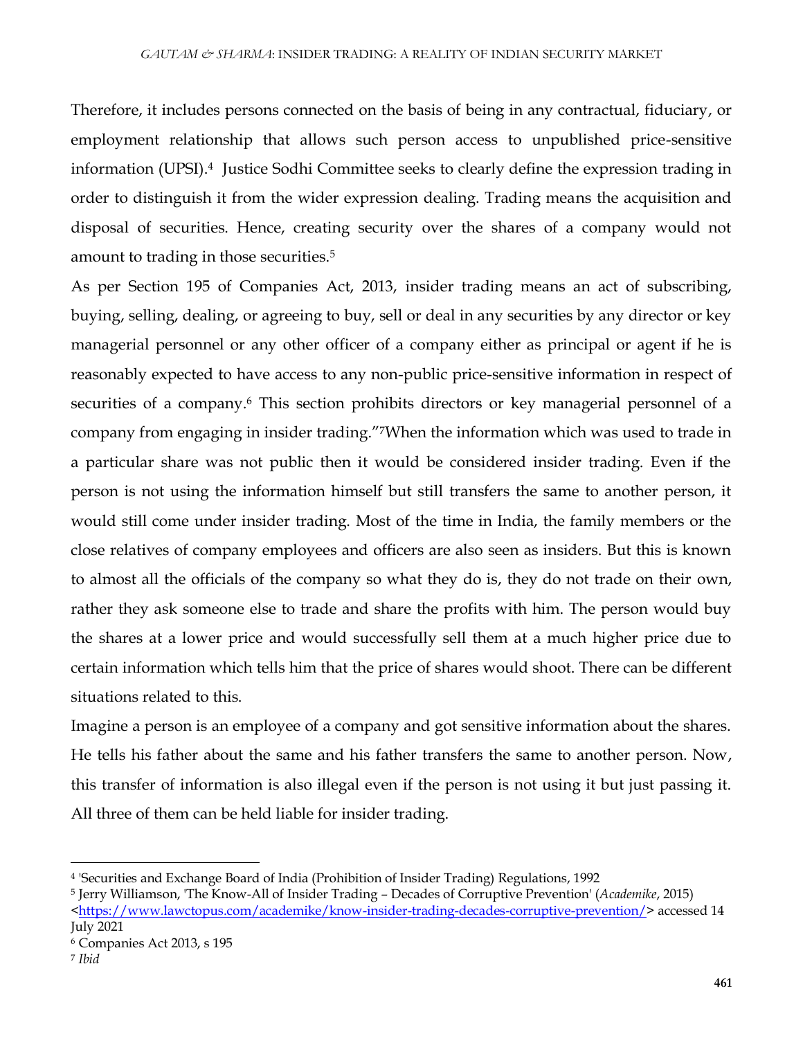Therefore, it includes persons connected on the basis of being in any contractual, fiduciary, or employment relationship that allows such person access to unpublished price-sensitive information (UPSI).[4] Justice Sodhi Committee seeks to clearly define the expression trading in order to distinguish it from the wider expression dealing. Trading means the acquisition and disposal of securities. Hence, creating security over the shares of a company would not amount to trading in those securities.[5]

As per Section 195 of Companies Act, 2013, insider trading means an act of subscribing, buying, selling, dealing, or agreeing to buy, sell or deal in any securities by any director or key managerial personnel or any other officer of a company either as principal or agent if he is reasonably expected to have access to any non-public price-sensitive information in respect of securities of a company.[6] This section prohibits directors or key managerial personnel of a company from engaging in insider trading."[7]When the information which was used to trade in a particular share was not public then it would be considered insider trading. Even if the person is not using the information himself but still transfers the same to another person, it would still come under insider trading. Most of the time in India, the family members or the close relatives of company employees and officers are also seen as insiders. But this is known to almost all the officials of the company so what they do is, they do not trade on their own, rather they ask someone else to trade and share the profits with him. The person would buy the shares at a lower price and would successfully sell them at a much higher price due to certain information which tells him that the price of shares would shoot. There can be different situations related to this.

Imagine a person is an employee of a company and got sensitive information about the shares. He tells his father about the same and his father transfers the same to another person. Now, this transfer of information is also illegal even if the person is not using it but just passing it. All three of them can be held liable for insider trading.

---

[4] 'Securities and Exchange Board of India (Prohibition of Insider Trading) Regulations, 1992

[5] Jerry Williamson, 'The Know-All of Insider Trading – Decades of Corruptive Prevention' (*Academike*, 2015) <https://www.lawctopus.com/academike/know-insider-trading-decades-corruptive-prevention/> accessed 14 July 2021

[6] Companies Act 2013, s 195

[7] *Ibid*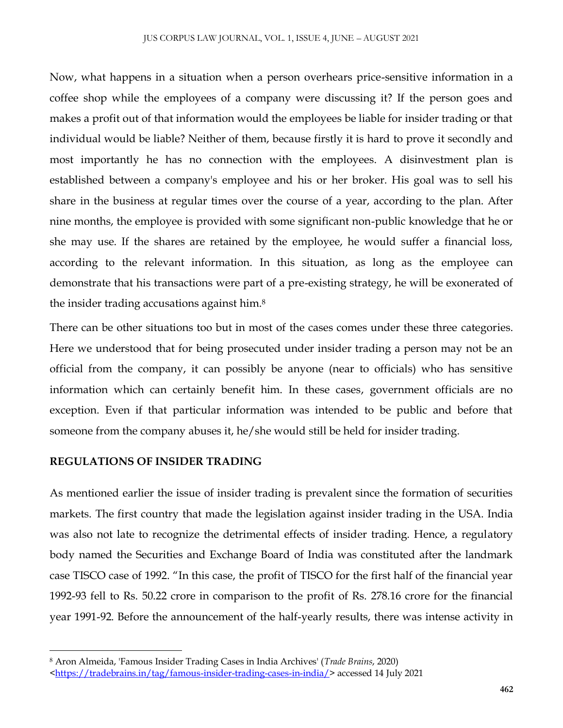Now, what happens in a situation when a person overhears price-sensitive information in a coffee shop while the employees of a company were discussing it? If the person goes and makes a profit out of that information would the employees be liable for insider trading or that individual would be liable? Neither of them, because firstly it is hard to prove it secondly and most importantly he has no connection with the employees. A disinvestment plan is established between a company's employee and his or her broker. His goal was to sell his share in the business at regular times over the course of a year, according to the plan. After nine months, the employee is provided with some significant non-public knowledge that he or she may use. If the shares are retained by the employee, he would suffer a financial loss, according to the relevant information. In this situation, as long as the employee can demonstrate that his transactions were part of a pre-existing strategy, he will be exonerated of the insider trading accusations against him.[8]

There can be other situations too but in most of the cases comes under these three categories. Here we understood that for being prosecuted under insider trading a person may not be an official from the company, it can possibly be anyone (near to officials) who has sensitive information which can certainly benefit him. In these cases, government officials are no exception. Even if that particular information was intended to be public and before that someone from the company abuses it, he/she would still be held for insider trading.

## REGULATIONS OF INSIDER TRADING

As mentioned earlier the issue of insider trading is prevalent since the formation of securities markets. The first country that made the legislation against insider trading in the USA. India was also not late to recognize the detrimental effects of insider trading. Hence, a regulatory body named the Securities and Exchange Board of India was constituted after the landmark case TISCO case of 1992. "In this case, the profit of TISCO for the first half of the financial year 1992-93 fell to Rs. 50.22 crore in comparison to the profit of Rs. 278.16 crore for the financial year 1991-92. Before the announcement of the half-yearly results, there was intense activity in

---

[8] Aron Almeida, 'Famous Insider Trading Cases in India Archives' (*Trade Brains*, 2020) <https://tradebrains.in/tag/famous-insider-trading-cases-in-india/> accessed 14 July 2021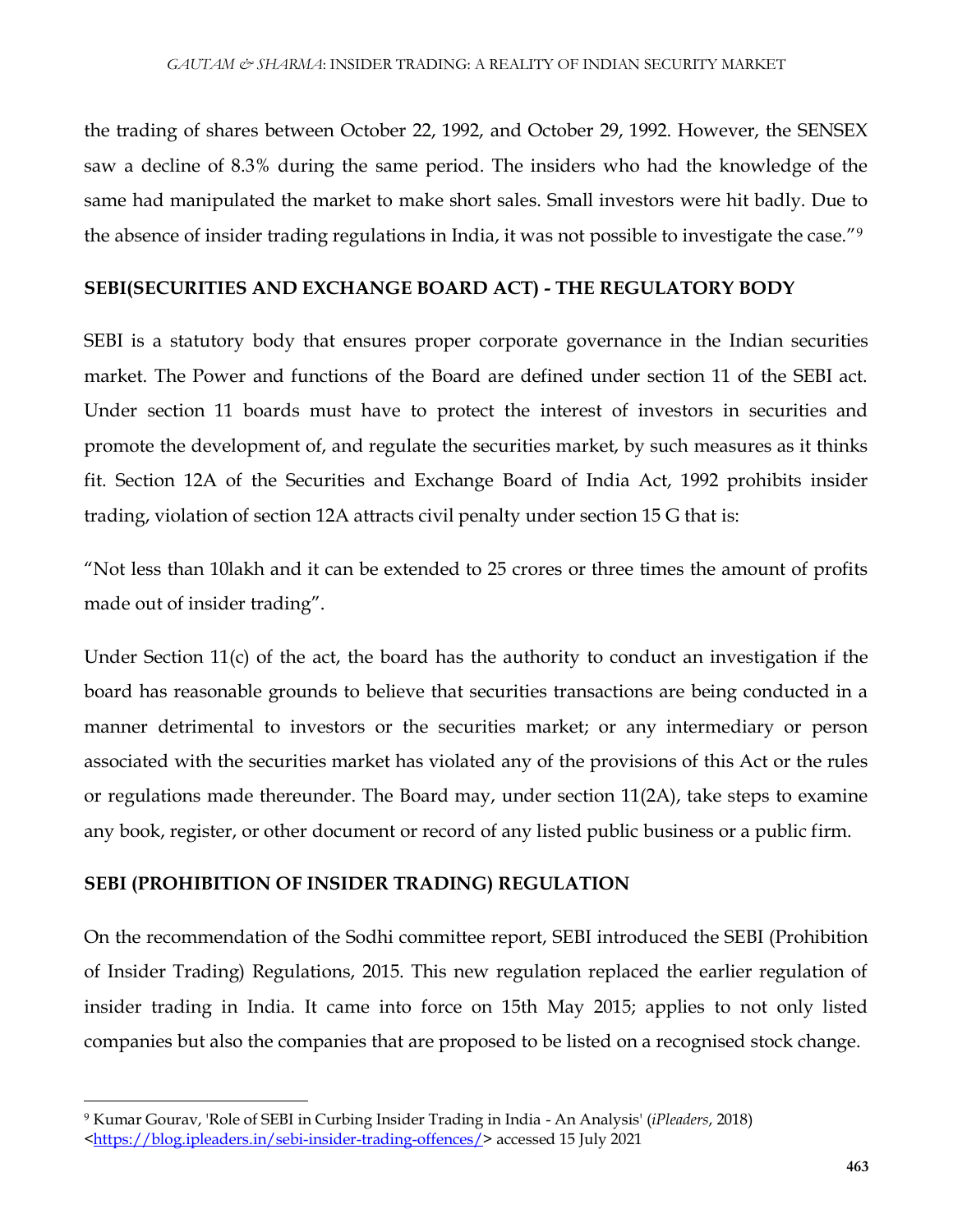the trading of shares between October 22, 1992, and October 29, 1992. However, the SENSEX saw a decline of 8.3% during the same period. The insiders who had the knowledge of the same had manipulated the market to make short sales. Small investors were hit badly. Due to the absence of insider trading regulations in India, it was not possible to investigate the case."[9]

## SEBI(SECURITIES AND EXCHANGE BOARD ACT) - THE REGULATORY BODY

SEBI is a statutory body that ensures proper corporate governance in the Indian securities market. The Power and functions of the Board are defined under section 11 of the SEBI act. Under section 11 boards must have to protect the interest of investors in securities and promote the development of, and regulate the securities market, by such measures as it thinks fit. Section 12A of the Securities and Exchange Board of India Act, 1992 prohibits insider trading, violation of section 12A attracts civil penalty under section 15 G that is:

"Not less than 10lakh and it can be extended to 25 crores or three times the amount of profits made out of insider trading".

Under Section 11(c) of the act, the board has the authority to conduct an investigation if the board has reasonable grounds to believe that securities transactions are being conducted in a manner detrimental to investors or the securities market; or any intermediary or person associated with the securities market has violated any of the provisions of this Act or the rules or regulations made thereunder. The Board may, under section 11(2A), take steps to examine any book, register, or other document or record of any listed public business or a public firm.

## SEBI (PROHIBITION OF INSIDER TRADING) REGULATION

On the recommendation of the Sodhi committee report, SEBI introduced the SEBI (Prohibition of Insider Trading) Regulations, 2015. This new regulation replaced the earlier regulation of insider trading in India. It came into force on 15th May 2015; applies to not only listed companies but also the companies that are proposed to be listed on a recognised stock change.

---

[9] Kumar Gourav, 'Role of SEBI in Curbing Insider Trading in India - An Analysis' (*iPleaders*, 2018) <https://blog.ipleaders.in/sebi-insider-trading-offences/> accessed 15 July 2021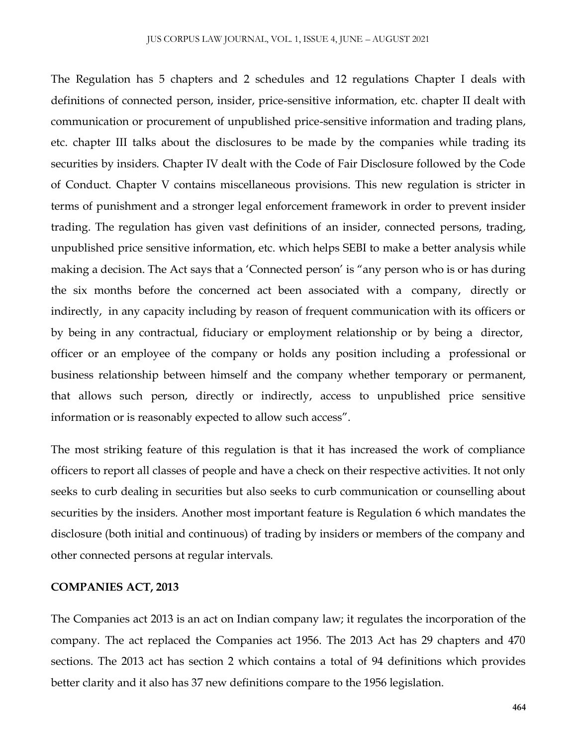The Regulation has 5 chapters and 2 schedules and 12 regulations Chapter I deals with definitions of connected person, insider, price-sensitive information, etc. chapter II dealt with communication or procurement of unpublished price-sensitive information and trading plans, etc. chapter III talks about the disclosures to be made by the companies while trading its securities by insiders. Chapter IV dealt with the Code of Fair Disclosure followed by the Code of Conduct. Chapter V contains miscellaneous provisions. This new regulation is stricter in terms of punishment and a stronger legal enforcement framework in order to prevent insider trading. The regulation has given vast definitions of an insider, connected persons, trading, unpublished price sensitive information, etc. which helps SEBI to make a better analysis while making a decision. The Act says that a 'Connected person' is "any person who is or has during the six months before the concerned act been associated with a company, directly or indirectly, in any capacity including by reason of frequent communication with its officers or by being in any contractual, fiduciary or employment relationship or by being a director, officer or an employee of the company or holds any position including a professional or business relationship between himself and the company whether temporary or permanent, that allows such person, directly or indirectly, access to unpublished price sensitive information or is reasonably expected to allow such access".

The most striking feature of this regulation is that it has increased the work of compliance officers to report all classes of people and have a check on their respective activities. It not only seeks to curb dealing in securities but also seeks to curb communication or counselling about securities by the insiders. Another most important feature is Regulation 6 which mandates the disclosure (both initial and continuous) of trading by insiders or members of the company and other connected persons at regular intervals.

**COMPANIES ACT, 2013**

The Companies act 2013 is an act on Indian company law; it regulates the incorporation of the company. The act replaced the Companies act 1956. The 2013 Act has 29 chapters and 470 sections. The 2013 act has section 2 which contains a total of 94 definitions which provides better clarity and it also has 37 new definitions compare to the 1956 legislation.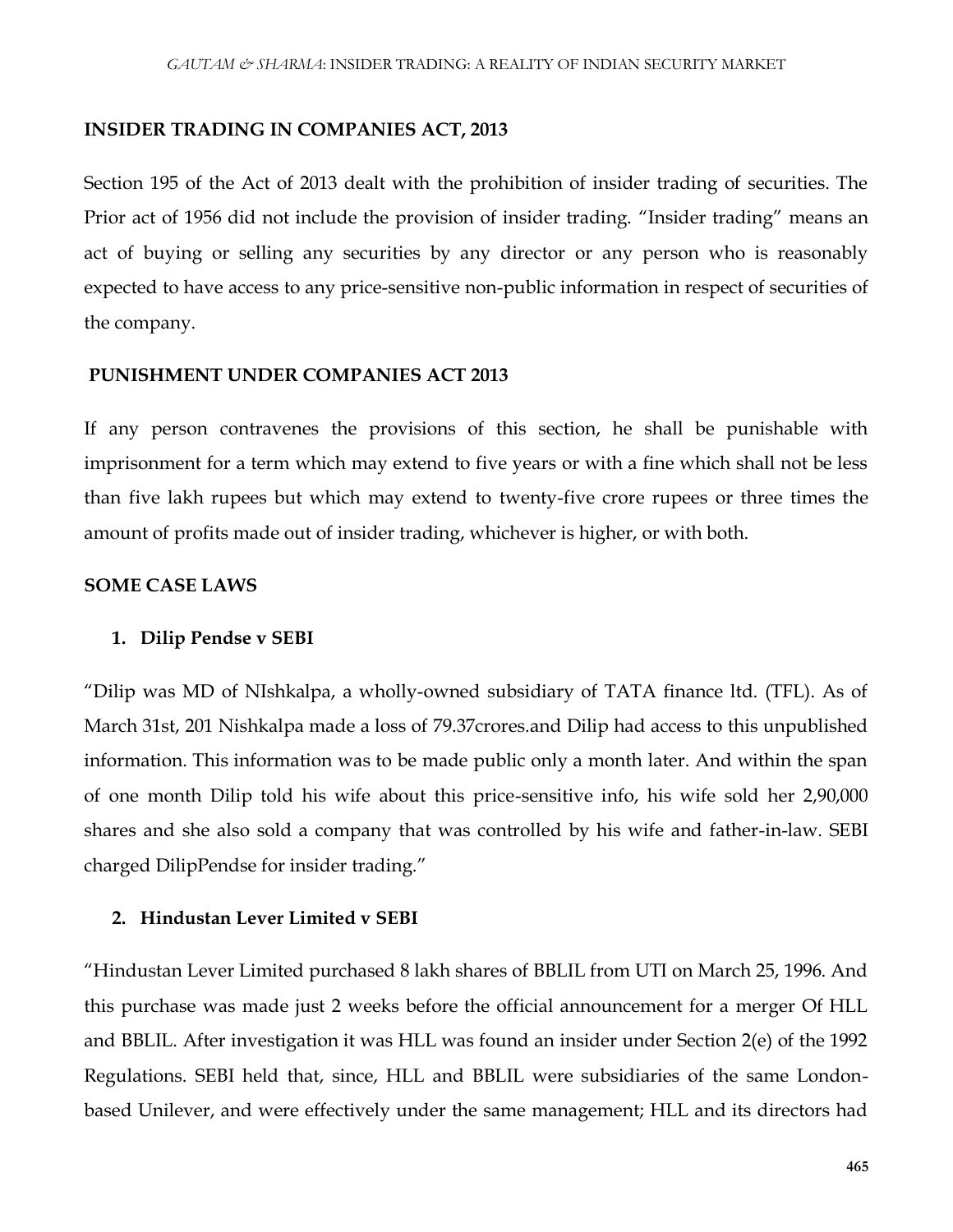## INSIDER TRADING IN COMPANIES ACT, 2013

Section 195 of the Act of 2013 dealt with the prohibition of insider trading of securities. The Prior act of 1956 did not include the provision of insider trading. "Insider trading" means an act of buying or selling any securities by any director or any person who is reasonably expected to have access to any price-sensitive non-public information in respect of securities of the company.

## PUNISHMENT UNDER COMPANIES ACT 2013

If any person contravenes the provisions of this section, he shall be punishable with imprisonment for a term which may extend to five years or with a fine which shall not be less than five lakh rupees but which may extend to twenty-five crore rupees or three times the amount of profits made out of insider trading, whichever is higher, or with both.

## SOME CASE LAWS

### 1. Dilip Pendse v SEBI

"Dilip was MD of NIshkalpa, a wholly-owned subsidiary of TATA finance ltd. (TFL). As of March 31st, 201 Nishkalpa made a loss of 79.37crores.and Dilip had access to this unpublished information. This information was to be made public only a month later. And within the span of one month Dilip told his wife about this price-sensitive info, his wife sold her 2,90,000 shares and she also sold a company that was controlled by his wife and father-in-law. SEBI charged DilipPendse for insider trading."

### 2. Hindustan Lever Limited v SEBI

"Hindustan Lever Limited purchased 8 lakh shares of BBLIL from UTI on March 25, 1996. And this purchase was made just 2 weeks before the official announcement for a merger Of HLL and BBLIL. After investigation it was HLL was found an insider under Section 2(e) of the 1992 Regulations. SEBI held that, since, HLL and BBLIL were subsidiaries of the same London-based Unilever, and were effectively under the same management; HLL and its directors had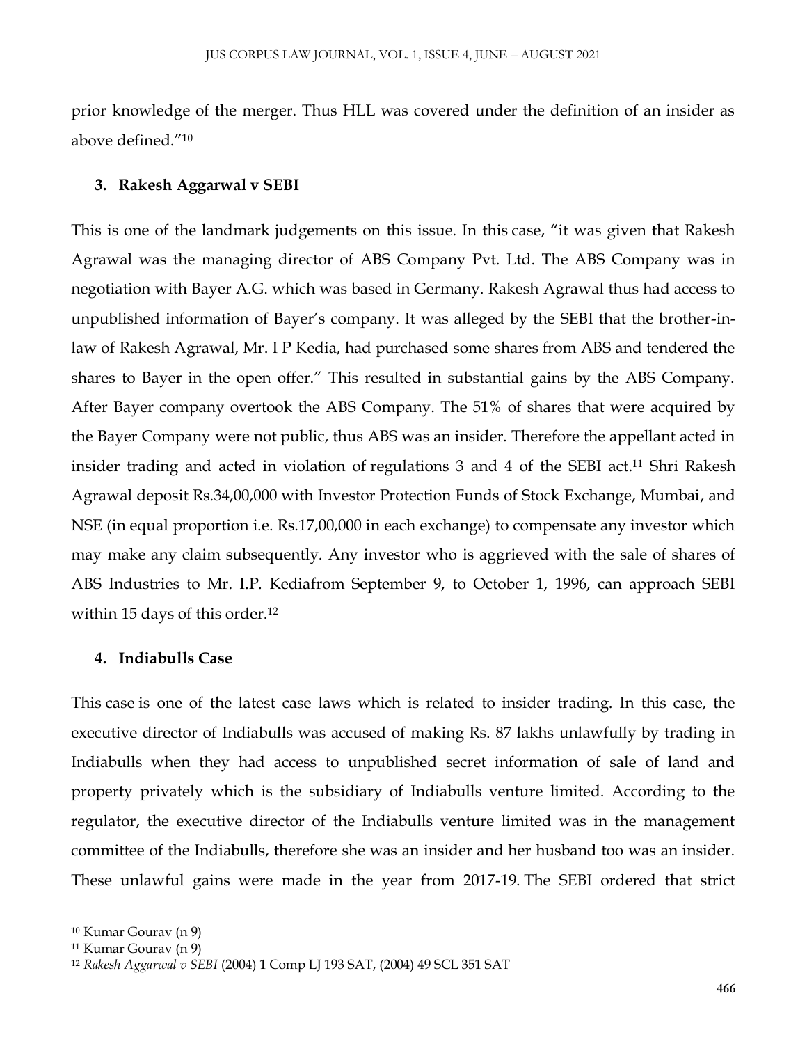prior knowledge of the merger. Thus HLL was covered under the definition of an insider as above defined."[10]

### 3. Rakesh Aggarwal v SEBI

This is one of the landmark judgements on this issue. In this case, "it was given that Rakesh Agrawal was the managing director of ABS Company Pvt. Ltd. The ABS Company was in negotiation with Bayer A.G. which was based in Germany. Rakesh Agrawal thus had access to unpublished information of Bayer's company. It was alleged by the SEBI that the brother-in-law of Rakesh Agrawal, Mr. I P Kedia, had purchased some shares from ABS and tendered the shares to Bayer in the open offer." This resulted in substantial gains by the ABS Company. After Bayer company overtook the ABS Company. The 51% of shares that were acquired by the Bayer Company were not public, thus ABS was an insider. Therefore the appellant acted in insider trading and acted in violation of regulations 3 and 4 of the SEBI act.[11] Shri Rakesh Agrawal deposit Rs.34,00,000 with Investor Protection Funds of Stock Exchange, Mumbai, and NSE (in equal proportion i.e. Rs.17,00,000 in each exchange) to compensate any investor which may make any claim subsequently. Any investor who is aggrieved with the sale of shares of ABS Industries to Mr. I.P. Kediafrom September 9, to October 1, 1996, can approach SEBI within 15 days of this order.[12]

### 4. Indiabulls Case

This case is one of the latest case laws which is related to insider trading. In this case, the executive director of Indiabulls was accused of making Rs. 87 lakhs unlawfully by trading in Indiabulls when they had access to unpublished secret information of sale of land and property privately which is the subsidiary of Indiabulls venture limited. According to the regulator, the executive director of the Indiabulls venture limited was in the management committee of the Indiabulls, therefore she was an insider and her husband too was an insider. These unlawful gains were made in the year from 2017-19. The SEBI ordered that strict

---

[10] Kumar Gourav (n 9)

[11] Kumar Gourav (n 9)

[12] *Rakesh Aggarwal v SEBI* (2004) 1 Comp LJ 193 SAT, (2004) 49 SCL 351 SAT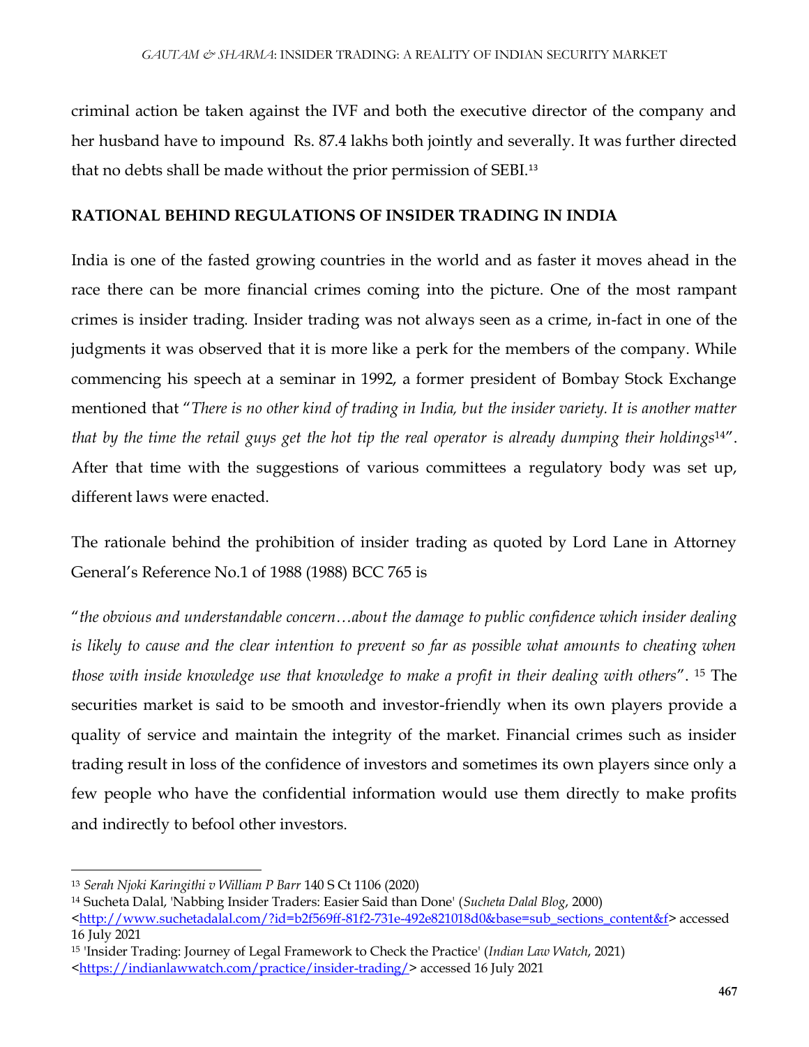criminal action be taken against the IVF and both the executive director of the company and her husband have to impound Rs. 87.4 lakhs both jointly and severally. It was further directed that no debts shall be made without the prior permission of SEBI.[13]

## RATIONAL BEHIND REGULATIONS OF INSIDER TRADING IN INDIA

India is one of the fasted growing countries in the world and as faster it moves ahead in the race there can be more financial crimes coming into the picture. One of the most rampant crimes is insider trading. Insider trading was not always seen as a crime, in-fact in one of the judgments it was observed that it is more like a perk for the members of the company. While commencing his speech at a seminar in 1992, a former president of Bombay Stock Exchange mentioned that "*There is no other kind of trading in India, but the insider variety. It is another matter that by the time the retail guys get the hot tip the real operator is already dumping their holdings*[14]". After that time with the suggestions of various committees a regulatory body was set up, different laws were enacted.

The rationale behind the prohibition of insider trading as quoted by Lord Lane in Attorney General's Reference No.1 of 1988 (1988) BCC 765 is

"*the obvious and understandable concern…about the damage to public confidence which insider dealing is likely to cause and the clear intention to prevent so far as possible what amounts to cheating when those with inside knowledge use that knowledge to make a profit in their dealing with others*". [15] The securities market is said to be smooth and investor-friendly when its own players provide a quality of service and maintain the integrity of the market. Financial crimes such as insider trading result in loss of the confidence of investors and sometimes its own players since only a few people who have the confidential information would use them directly to make profits and indirectly to befool other investors.

---

[13] *Serah Njoki Karingithi v William P Barr* 140 S Ct 1106 (2020)

[14] Sucheta Dalal, 'Nabbing Insider Traders: Easier Said than Done' (*Sucheta Dalal Blog*, 2000) <http://www.suchetadalal.com/?id=b2f569ff-81f2-731e-492e821018d0&base=sub_sections_content&f> accessed 16 July 2021

[15] 'Insider Trading: Journey of Legal Framework to Check the Practice' (*Indian Law Watch*, 2021) <https://indianlawwatch.com/practice/insider-trading/> accessed 16 July 2021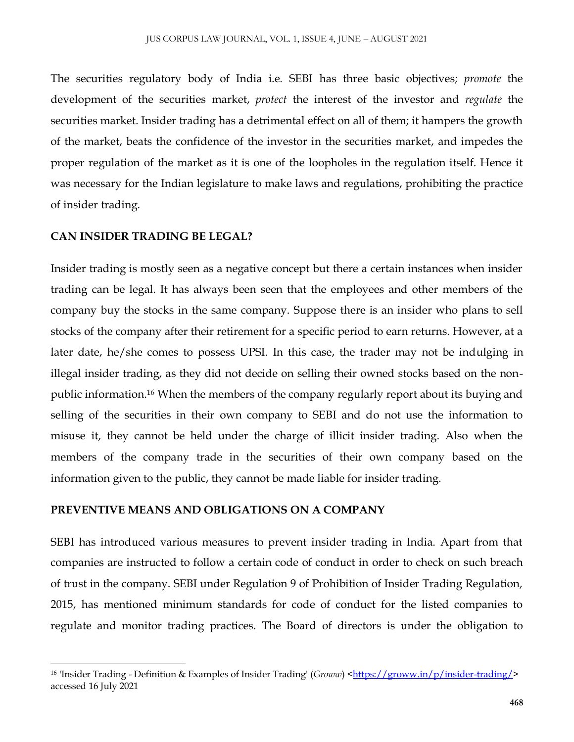The securities regulatory body of India i.e. SEBI has three basic objectives; *promote* the development of the securities market, *protect* the interest of the investor and *regulate* the securities market. Insider trading has a detrimental effect on all of them; it hampers the growth of the market, beats the confidence of the investor in the securities market, and impedes the proper regulation of the market as it is one of the loopholes in the regulation itself. Hence it was necessary for the Indian legislature to make laws and regulations, prohibiting the practice of insider trading.

## CAN INSIDER TRADING BE LEGAL?

Insider trading is mostly seen as a negative concept but there a certain instances when insider trading can be legal. It has always been seen that the employees and other members of the company buy the stocks in the same company. Suppose there is an insider who plans to sell stocks of the company after their retirement for a specific period to earn returns. However, at a later date, he/she comes to possess UPSI. In this case, the trader may not be indulging in illegal insider trading, as they did not decide on selling their owned stocks based on the non-public information.[16] When the members of the company regularly report about its buying and selling of the securities in their own company to SEBI and do not use the information to misuse it, they cannot be held under the charge of illicit insider trading. Also when the members of the company trade in the securities of their own company based on the information given to the public, they cannot be made liable for insider trading.

## PREVENTIVE MEANS AND OBLIGATIONS ON A COMPANY

SEBI has introduced various measures to prevent insider trading in India. Apart from that companies are instructed to follow a certain code of conduct in order to check on such breach of trust in the company. SEBI under Regulation 9 of Prohibition of Insider Trading Regulation, 2015, has mentioned minimum standards for code of conduct for the listed companies to regulate and monitor trading practices. The Board of directors is under the obligation to

---

[16] 'Insider Trading - Definition & Examples of Insider Trading' (*Groww*) <https://groww.in/p/insider-trading/> accessed 16 July 2021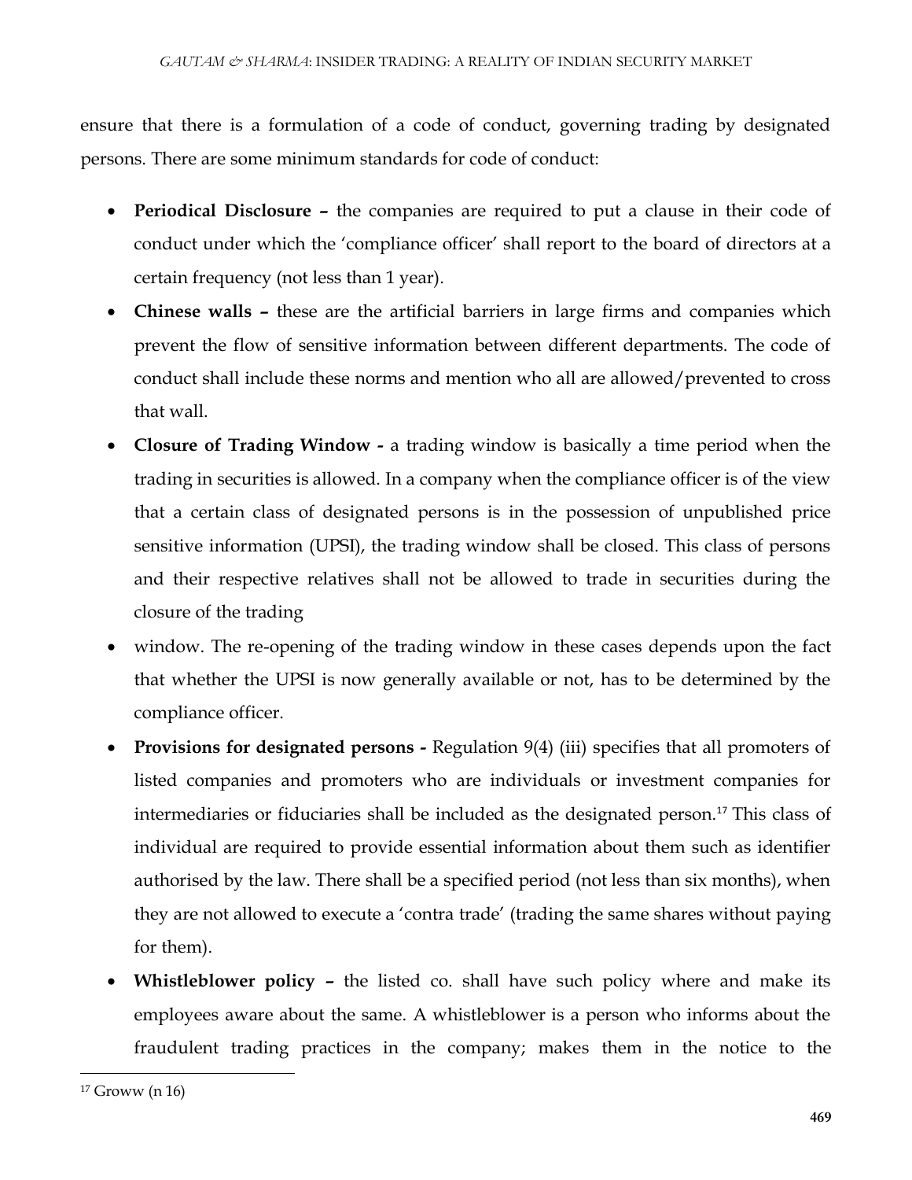ensure that there is a formulation of a code of conduct, governing trading by designated persons. There are some minimum standards for code of conduct:

- **Periodical Disclosure –** the companies are required to put a clause in their code of conduct under which the 'compliance officer' shall report to the board of directors at a certain frequency (not less than 1 year).
- **Chinese walls –** these are the artificial barriers in large firms and companies which prevent the flow of sensitive information between different departments. The code of conduct shall include these norms and mention who all are allowed/prevented to cross that wall.
- **Closure of Trading Window -** a trading window is basically a time period when the trading in securities is allowed. In a company when the compliance officer is of the view that a certain class of designated persons is in the possession of unpublished price sensitive information (UPSI), the trading window shall be closed. This class of persons and their respective relatives shall not be allowed to trade in securities during the closure of the trading
- window. The re-opening of the trading window in these cases depends upon the fact that whether the UPSI is now generally available or not, has to be determined by the compliance officer.
- **Provisions for designated persons -** Regulation 9(4) (iii) specifies that all promoters of listed companies and promoters who are individuals or investment companies for intermediaries or fiduciaries shall be included as the designated person.[17] This class of individual are required to provide essential information about them such as identifier authorised by the law. There shall be a specified period (not less than six months), when they are not allowed to execute a 'contra trade' (trading the same shares without paying for them).
- **Whistleblower policy –** the listed co. shall have such policy where and make its employees aware about the same. A whistleblower is a person who informs about the fraudulent trading practices in the company; makes them in the notice to the

[17] Groww (n 16)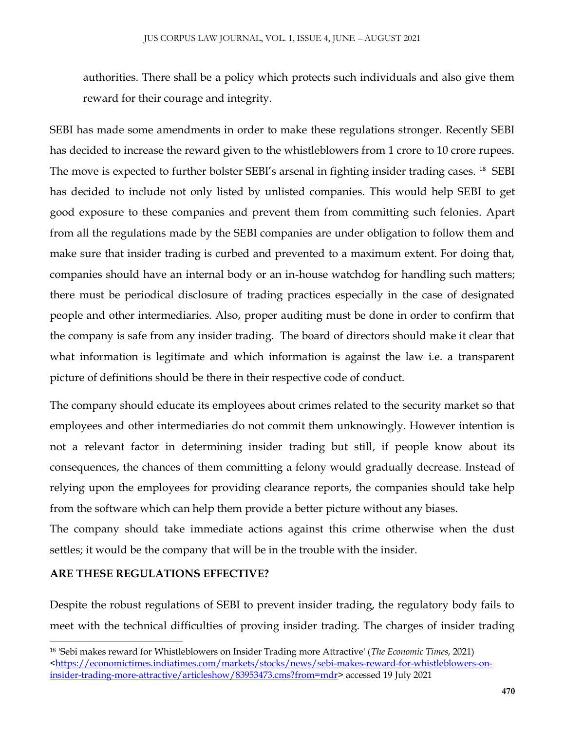authorities. There shall be a policy which protects such individuals and also give them reward for their courage and integrity.

SEBI has made some amendments in order to make these regulations stronger. Recently SEBI has decided to increase the reward given to the whistleblowers from 1 crore to 10 crore rupees. The move is expected to further bolster SEBI's arsenal in fighting insider trading cases. [18] SEBI has decided to include not only listed by unlisted companies. This would help SEBI to get good exposure to these companies and prevent them from committing such felonies. Apart from all the regulations made by the SEBI companies are under obligation to follow them and make sure that insider trading is curbed and prevented to a maximum extent. For doing that, companies should have an internal body or an in-house watchdog for handling such matters; there must be periodical disclosure of trading practices especially in the case of designated people and other intermediaries. Also, proper auditing must be done in order to confirm that the company is safe from any insider trading. The board of directors should make it clear that what information is legitimate and which information is against the law i.e. a transparent picture of definitions should be there in their respective code of conduct.

The company should educate its employees about crimes related to the security market so that employees and other intermediaries do not commit them unknowingly. However intention is not a relevant factor in determining insider trading but still, if people know about its consequences, the chances of them committing a felony would gradually decrease. Instead of relying upon the employees for providing clearance reports, the companies should take help from the software which can help them provide a better picture without any biases.

The company should take immediate actions against this crime otherwise when the dust settles; it would be the company that will be in the trouble with the insider.

**ARE THESE REGULATIONS EFFECTIVE?**

Despite the robust regulations of SEBI to prevent insider trading, the regulatory body fails to meet with the technical difficulties of proving insider trading. The charges of insider trading

---

[18] 'Sebi makes reward for Whistleblowers on Insider Trading more Attractive' (*The Economic Times*, 2021) <https://economictimes.indiatimes.com/markets/stocks/news/sebi-makes-reward-for-whistleblowers-on-insider-trading-more-attractive/articleshow/83953473.cms?from=mdr> accessed 19 July 2021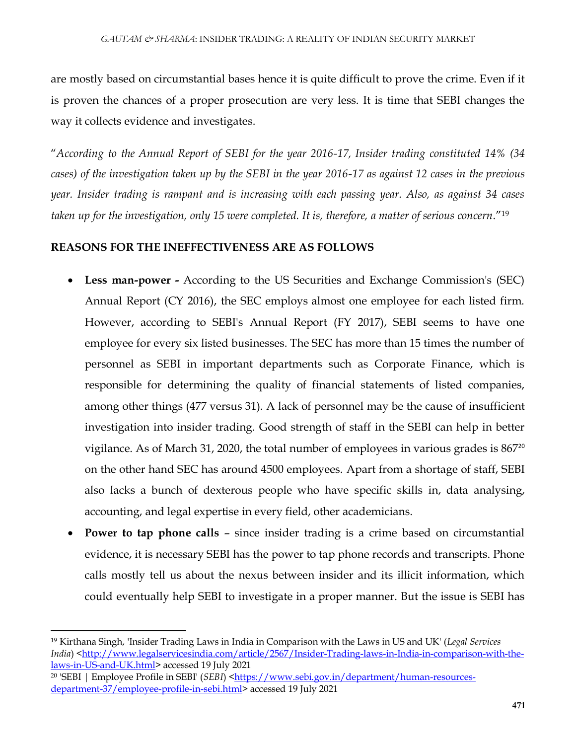are mostly based on circumstantial bases hence it is quite difficult to prove the crime. Even if it is proven the chances of a proper prosecution are very less. It is time that SEBI changes the way it collects evidence and investigates.

"*According to the Annual Report of SEBI for the year 2016-17, Insider trading constituted 14% (34 cases) of the investigation taken up by the SEBI in the year 2016-17 as against 12 cases in the previous year. Insider trading is rampant and is increasing with each passing year. Also, as against 34 cases taken up for the investigation, only 15 were completed. It is, therefore, a matter of serious concern*."[19]

**REASONS FOR THE INEFFECTIVENESS ARE AS FOLLOWS**

- **Less man-power -** According to the US Securities and Exchange Commission's (SEC) Annual Report (CY 2016), the SEC employs almost one employee for each listed firm. However, according to SEBI's Annual Report (FY 2017), SEBI seems to have one employee for every six listed businesses. The SEC has more than 15 times the number of personnel as SEBI in important departments such as Corporate Finance, which is responsible for determining the quality of financial statements of listed companies, among other things (477 versus 31). A lack of personnel may be the cause of insufficient investigation into insider trading. Good strength of staff in the SEBI can help in better vigilance. As of March 31, 2020, the total number of employees in various grades is 867[20] on the other hand SEC has around 4500 employees. Apart from a shortage of staff, SEBI also lacks a bunch of dexterous people who have specific skills in, data analysing, accounting, and legal expertise in every field, other academicians.
- **Power to tap phone calls** – since insider trading is a crime based on circumstantial evidence, it is necessary SEBI has the power to tap phone records and transcripts. Phone calls mostly tell us about the nexus between insider and its illicit information, which could eventually help SEBI to investigate in a proper manner. But the issue is SEBI has

---

[19] Kirthana Singh, 'Insider Trading Laws in India in Comparison with the Laws in US and UK' (*Legal Services India*) <http://www.legalservicesindia.com/article/2567/Insider-Trading-laws-in-India-in-comparison-with-the-laws-in-US-and-UK.html> accessed 19 July 2021

[20] 'SEBI | Employee Profile in SEBI' (*SEBI*) <https://www.sebi.gov.in/department/human-resources-department-37/employee-profile-in-sebi.html> accessed 19 July 2021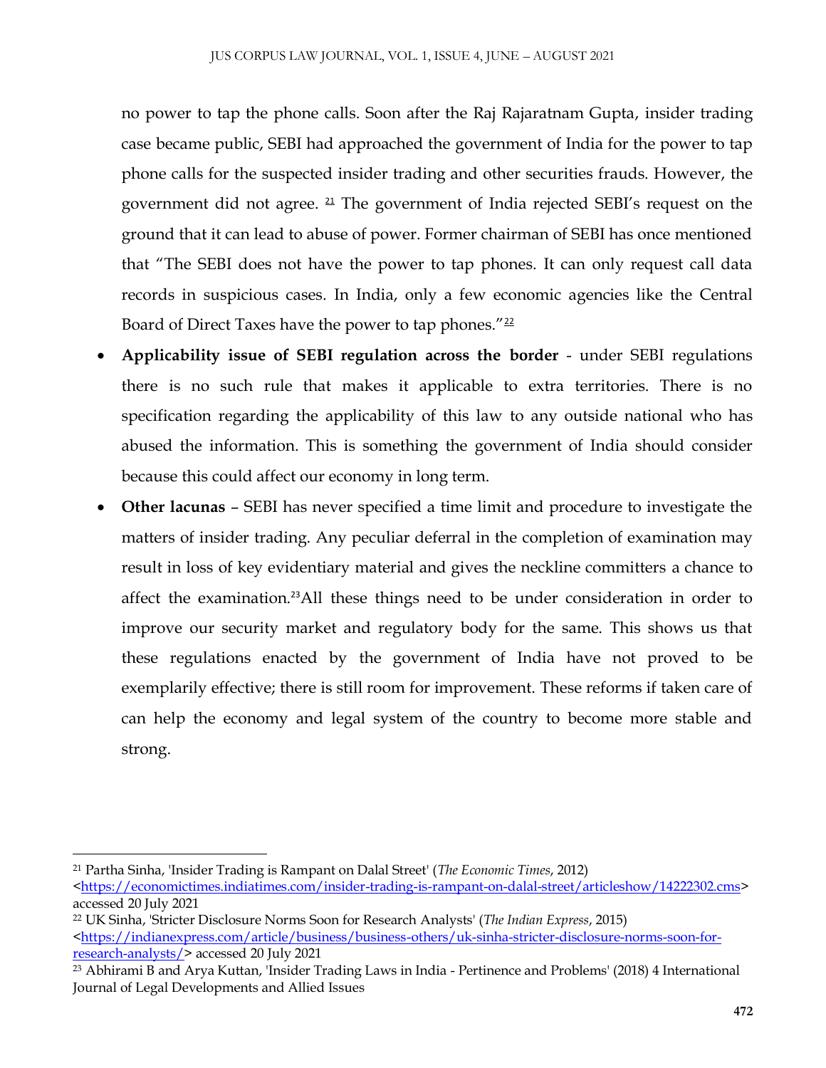no power to tap the phone calls. Soon after the Raj Rajaratnam Gupta, insider trading case became public, SEBI had approached the government of India for the power to tap phone calls for the suspected insider trading and other securities frauds. However, the government did not agree. [21] The government of India rejected SEBI's request on the ground that it can lead to abuse of power. Former chairman of SEBI has once mentioned that "The SEBI does not have the power to tap phones. It can only request call data records in suspicious cases. In India, only a few economic agencies like the Central Board of Direct Taxes have the power to tap phones."[22]

- **Applicability issue of SEBI regulation across the border** - under SEBI regulations there is no such rule that makes it applicable to extra territories. There is no specification regarding the applicability of this law to any outside national who has abused the information. This is something the government of India should consider because this could affect our economy in long term.
- **Other lacunas** – SEBI has never specified a time limit and procedure to investigate the matters of insider trading. Any peculiar deferral in the completion of examination may result in loss of key evidentiary material and gives the neckline committers a chance to affect the examination.[23]All these things need to be under consideration in order to improve our security market and regulatory body for the same. This shows us that these regulations enacted by the government of India have not proved to be exemplarily effective; there is still room for improvement. These reforms if taken care of can help the economy and legal system of the country to become more stable and strong.

---

[21] Partha Sinha, 'Insider Trading is Rampant on Dalal Street' (*The Economic Times*, 2012) <https://economictimes.indiatimes.com/insider-trading-is-rampant-on-dalal-street/articleshow/14222302.cms> accessed 20 July 2021

[22] UK Sinha, 'Stricter Disclosure Norms Soon for Research Analysts' (*The Indian Express*, 2015) <https://indianexpress.com/article/business/business-others/uk-sinha-stricter-disclosure-norms-soon-for-research-analysts/> accessed 20 July 2021

[23] Abhirami B and Arya Kuttan, 'Insider Trading Laws in India - Pertinence and Problems' (2018) 4 International Journal of Legal Developments and Allied Issues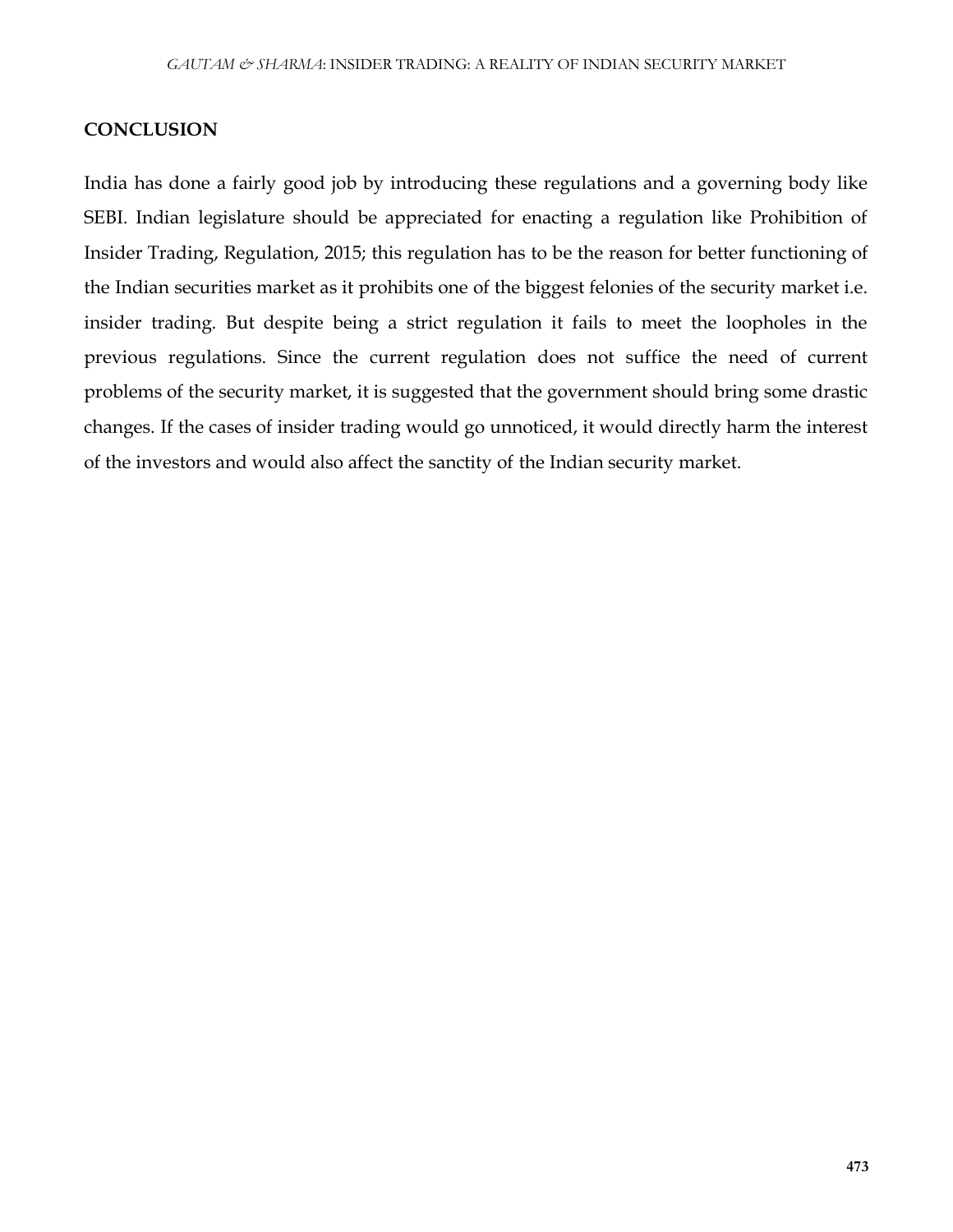## CONCLUSION

India has done a fairly good job by introducing these regulations and a governing body like SEBI. Indian legislature should be appreciated for enacting a regulation like Prohibition of Insider Trading, Regulation, 2015; this regulation has to be the reason for better functioning of the Indian securities market as it prohibits one of the biggest felonies of the security market i.e. insider trading. But despite being a strict regulation it fails to meet the loopholes in the previous regulations. Since the current regulation does not suffice the need of current problems of the security market, it is suggested that the government should bring some drastic changes. If the cases of insider trading would go unnoticed, it would directly harm the interest of the investors and would also affect the sanctity of the Indian security market.